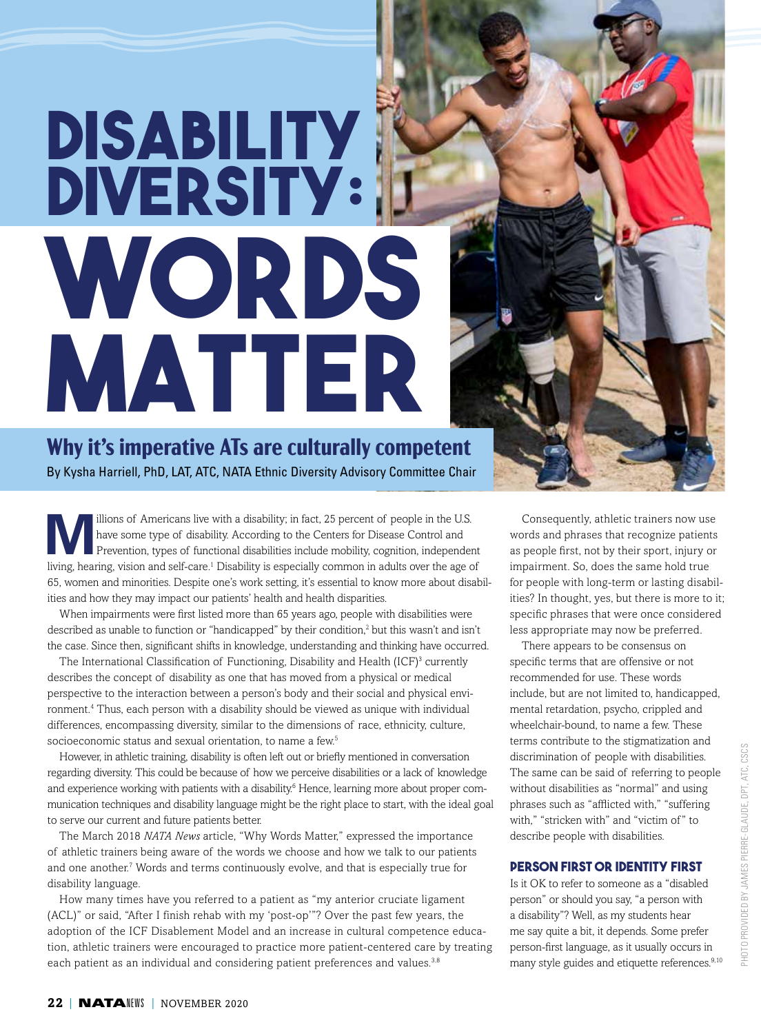# DISABILITY DIVERSITY: WORDS MATTER

## Why it's imperative ATs are culturally competent

By Kysha Harriell, PhD, LAT, ATC, NATA Ethnic Diversity Advisory Committee Chair

Millions of Americans live with a disability; in fact, 25 percent of people in the U.S. have some type of disability. According to the Centers for Disease Control and Prevention, types of functional disabilities include mobility, cognition, independent living, hearing, vision and self-care.[1] Disability is especially common in adults over the age of 65, women and minorities. Despite one's work setting, it's essential to know more about disabilities and how they may impact our patients' health and health disparities.

When impairments were first listed more than 65 years ago, people with disabilities were described as unable to function or "handicapped" by their condition,[2] but this wasn't and isn't the case. Since then, significant shifts in knowledge, understanding and thinking have occurred.

The International Classification of Functioning, Disability and Health (ICF)[3] currently describes the concept of disability as one that has moved from a physical or medical perspective to the interaction between a person's body and their social and physical environment.[4] Thus, each person with a disability should be viewed as unique with individual differences, encompassing diversity, similar to the dimensions of race, ethnicity, culture, socioeconomic status and sexual orientation, to name a few.[5]

However, in athletic training, disability is often left out or briefly mentioned in conversation regarding diversity. This could be because of how we perceive disabilities or a lack of knowledge and experience working with patients with a disability.[6] Hence, learning more about proper communication techniques and disability language might be the right place to start, with the ideal goal to serve our current and future patients better.

The March 2018 *NATA News* article, "Why Words Matter," expressed the importance of athletic trainers being aware of the words we choose and how we talk to our patients and one another.[7] Words and terms continuously evolve, and that is especially true for disability language.

How many times have you referred to a patient as "my anterior cruciate ligament (ACL)" or said, "After I finish rehab with my 'post-op'"? Over the past few years, the adoption of the ICF Disablement Model and an increase in cultural competence education, athletic trainers were encouraged to practice more patient-centered care by treating each patient as an individual and considering patient preferences and values.[3,8]

Consequently, athletic trainers now use words and phrases that recognize patients as people first, not by their sport, injury or impairment. So, does the same hold true for people with long-term or lasting disabilities? In thought, yes, but there is more to it; specific phrases that were once considered less appropriate may now be preferred.

There appears to be consensus on specific terms that are offensive or not recommended for use. These words include, but are not limited to, handicapped, mental retardation, psycho, crippled and wheelchair-bound, to name a few. These terms contribute to the stigmatization and discrimination of people with disabilities. The same can be said of referring to people without disabilities as "normal" and using phrases such as "afflicted with," "suffering with," "stricken with" and "victim of" to describe people with disabilities.

### PERSON FIRST OR IDENTITY FIRST

Is it OK to refer to someone as a "disabled person" or should you say, "a person with a disability"? Well, as my students hear me say quite a bit, it depends. Some prefer person-first language, as it usually occurs in many style guides and etiquette references.[9,10]

PHOTO PROVIDED BY JAMES PIERRE-GLAUDE, DPT, ATC, CSCS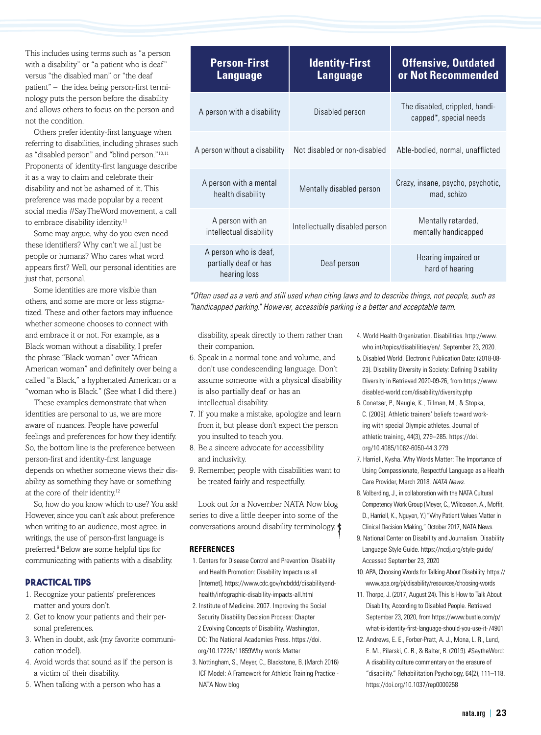This includes using terms such as "a person with a disability" or "a patient who is deaf" versus "the disabled man" or "the deaf patient" – the idea being person-first terminology puts the person before the disability and allows others to focus on the person and not the condition.

Others prefer identity-first language when referring to disabilities, including phrases such as "disabled person" and "blind person."[10,11] Proponents of identity-first language describe it as a way to claim and celebrate their disability and not be ashamed of it. This preference was made popular by a recent social media #SayTheWord movement, a call to embrace disability identity.[11]

Some may argue, why do you even need these identifiers? Why can't we all just be people or humans? Who cares what word appears first? Well, our personal identities are just that, personal.

Some identities are more visible than others, and some are more or less stigmatized. These and other factors may influence whether someone chooses to connect with and embrace it or not. For example, as a Black woman without a disability, I prefer the phrase "Black woman" over "African American woman" and definitely over being a called "a Black," a hyphenated American or a "woman who is Black." (See what I did there.)

These examples demonstrate that when identities are personal to us, we are more aware of nuances. People have powerful feelings and preferences for how they identify. So, the bottom line is the preference between person-first and identity-first language depends on whether someone views their disability as something they have or something at the core of their identity.[12]

So, how do you know which to use? You ask! However, since you can't ask about preference when writing to an audience, most agree, in writings, the use of person-first language is preferred.[9] Below are some helpful tips for communicating with patients with a disability.

| Person-First Language | Identity-First Language | Offensive, Outdated or Not Recommended |
|---|---|---|
| A person with a disability | Disabled person | The disabled, crippled, handicapped*, special needs |
| A person without a disability | Not disabled or non-disabled | Able-bodied, normal, unafflicted |
| A person with a mental health disability | Mentally disabled person | Crazy, insane, psycho, psychotic, mad, schizo |
| A person with an intellectual disability | Intellectually disabled person | Mentally retarded, mentally handicapped |
| A person who is deaf, partially deaf or has hearing loss | Deaf person | Hearing impaired or hard of hearing |

*\*Often used as a verb and still used when citing laws and to describe things, not people, such as "handicapped parking." However, accessible parking is a better and acceptable term.*

## PRACTICAL TIPS

1. Recognize your patients' preferences matter and yours don't.
2. Get to know your patients and their personal preferences.
3. When in doubt, ask (my favorite communication model).
4. Avoid words that sound as if the person is a victim of their disability.
5. When talking with a person who has a disability, speak directly to them rather than their companion.
6. Speak in a normal tone and volume, and don't use condescending language. Don't assume someone with a physical disability is also partially deaf or has an intellectual disability.
7. If you make a mistake, apologize and learn from it, but please don't expect the person you insulted to teach you.
8. Be a sincere advocate for accessibility and inclusivity.
9. Remember, people with disabilities want to be treated fairly and respectfully.

Look out for a November NATA Now blog series to dive a little deeper into some of the conversations around disability terminology.

## REFERENCES

1. Centers for Disease Control and Prevention. Disability and Health Promotion: Disability Impacts us all [Internet]. https://www.cdc.gov/ncbddd/disabilityandhealth/infographic-disability-impacts-all.html
2. Institute of Medicine. 2007. Improving the Social Security Disability Decision Process: Chapter 2 Evolving Concepts of Disability. Washington, DC: The National Academies Press. https://doi.org/10.17226/11859Why words Matter
3. Nottingham, S., Meyer, C., Blackstone, B. (March 2016) ICF Model: A Framework for Athletic Training Practice - NATA Now blog
4. World Health Organization. Disabilities. http://www.who.int/topics/disabilities/en/. September 23, 2020.
5. Disabled World. Electronic Publication Date: (2018-08-23). Disability Diversity in Society: Defining Disability Diversity in Retrieved 2020-09-26, from https://www.disabled-world.com/disability/diversity.php
6. Conatser, P., Naugle, K., Tillman, M., & Stopka, C. (2009). Athletic trainers' beliefs toward working with special Olympic athletes. Journal of athletic training, 44(3), 279–285. https://doi.org/10.4085/1062-6050-44.3.279
7. Harriell, Kysha. Why Words Matter: The Importance of Using Compassionate, Respectful Language as a Health Care Provider, March 2018. *NATA News*.
8. Volberding, J., in collaboration with the NATA Cultural Competency Work Group (Meyer, C., Wilcoxson, A., Moffit, D., Harriell, K., Nguyen, Y.) "Why Patient Values Matter in Clinical Decision Making," October 2017, NATA News.
9. National Center on Disability and Journalism. Disability Language Style Guide. https://ncdj.org/style-guide/ Accessed September 23, 2020
10. APA, Choosing Words for Talking About Disability. https://www.apa.org/pi/disability/resources/choosing-words
11. Thorpe, J. (2017, August 24). This Is How to Talk About Disability, According to Disabled People. Retrieved September 23, 2020, from https://www.bustle.com/p/what-is-identity-first-language-should-you-use-it-74901
12. Andrews, E. E., Forber-Pratt, A. J., Mona, L. R., Lund, E. M., Pilarski, C. R., & Balter, R. (2019). #SaytheWord: A disability culture commentary on the erasure of "disability." Rehabilitation Psychology, 64(2), 111–118. https://doi.org/10.1037/rep0000258